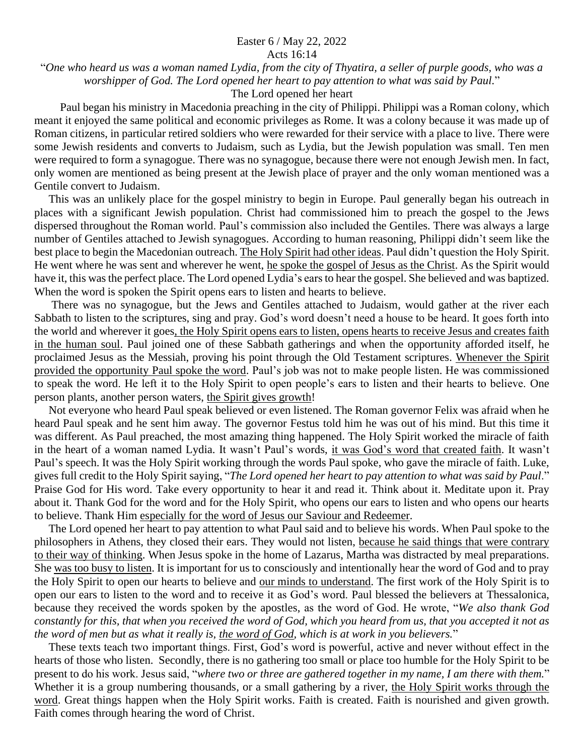Easter 6 / May 22, 2022

Acts 16:14

"*One who heard us was a woman named Lydia, from the city of Thyatira, a seller of purple goods, who was a worshipper of God. The Lord opened her heart to pay attention to what was said by Paul*."

The Lord opened her heart

Paul began his ministry in Macedonia preaching in the city of Philippi. Philippi was a Roman colony, which meant it enjoyed the same political and economic privileges as Rome. It was a colony because it was made up of Roman citizens, in particular retired soldiers who were rewarded for their service with a place to live. There were some Jewish residents and converts to Judaism, such as Lydia, but the Jewish population was small. Ten men were required to form a synagogue. There was no synagogue, because there were not enough Jewish men. In fact, only women are mentioned as being present at the Jewish place of prayer and the only woman mentioned was a Gentile convert to Judaism.

This was an unlikely place for the gospel ministry to begin in Europe. Paul generally began his outreach in places with a significant Jewish population. Christ had commissioned him to preach the gospel to the Jews dispersed throughout the Roman world. Paul's commission also included the Gentiles. There was always a large number of Gentiles attached to Jewish synagogues. According to human reasoning, Philippi didn't seem like the best place to begin the Macedonian outreach. <u>The Holy Spirit had other ideas</u>. Paul didn't question the Holy Spirit. He went where he was sent and wherever he went, <u>he spoke the gospel of Jesus as the Christ</u>. As the Spirit would have it, this was the perfect place. The Lord opened Lydia's ears to hear the gospel. She believed and was baptized. When the word is spoken the Spirit opens ears to listen and hearts to believe.

There was no synagogue, but the Jews and Gentiles attached to Judaism, would gather at the river each Sabbath to listen to the scriptures, sing and pray. God's word doesn't need a house to be heard. It goes forth into the world and wherever it goes<u>, the Holy Spirit opens ears to listen, opens hearts to receive Jesus and creates faith in the human soul</u>. Paul joined one of these Sabbath gatherings and when the opportunity afforded itself, he proclaimed Jesus as the Messiah, proving his point through the Old Testament scriptures. <u>Whenever the Spirit provided the opportunity Paul spoke the word</u>. Paul's job was not to make people listen. He was commissioned to speak the word. He left it to the Holy Spirit to open people's ears to listen and their hearts to believe. One person plants, another person waters, <u>the Spirit gives growth</u>!

Not everyone who heard Paul speak believed or even listened. The Roman governor Felix was afraid when he heard Paul speak and he sent him away. The governor Festus told him he was out of his mind. But this time it was different. As Paul preached, the most amazing thing happened. The Holy Spirit worked the miracle of faith in the heart of a woman named Lydia. It wasn't Paul's words, <u>it was God's word that created faith</u>. It wasn't Paul's speech. It was the Holy Spirit working through the words Paul spoke, who gave the miracle of faith. Luke, gives full credit to the Holy Spirit saying, "*The Lord opened her heart to pay attention to what was said by Paul*." Praise God for His word. Take every opportunity to hear it and read it. Think about it. Meditate upon it. Pray about it. Thank God for the word and for the Holy Spirit, who opens our ears to listen and who opens our hearts to believe. Thank Him <u>especially for the word of Jesus our Saviour and Redeemer</u>.

The Lord opened her heart to pay attention to what Paul said and to believe his words. When Paul spoke to the philosophers in Athens, they closed their ears. They would not listen, <u>because he said things that were contrary to their way of thinking</u>. When Jesus spoke in the home of Lazarus, Martha was distracted by meal preparations. She <u>was too busy to listen</u>. It is important for us to consciously and intentionally hear the word of God and to pray the Holy Spirit to open our hearts to believe and <u>our minds to understand</u>. The first work of the Holy Spirit is to open our ears to listen to the word and to receive it as God's word. Paul blessed the believers at Thessalonica, because they received the words spoken by the apostles, as the word of God. He wrote, "*We also thank God constantly for this, that when you received the word of God, which you heard from us, that you accepted it not as the word of men but as what it really is, <u>the word of God</u>, which is at work in you believers.*"

These texts teach two important things. First, God's word is powerful, active and never without effect in the hearts of those who listen. Secondly, there is no gathering too small or place too humble for the Holy Spirit to be present to do his work. Jesus said, "*where two or three are gathered together in my name, I am there with them.*" Whether it is a group numbering thousands, or a small gathering by a river, <u>the Holy Spirit works through the word</u>. Great things happen when the Holy Spirit works. Faith is created. Faith is nourished and given growth. Faith comes through hearing the word of Christ.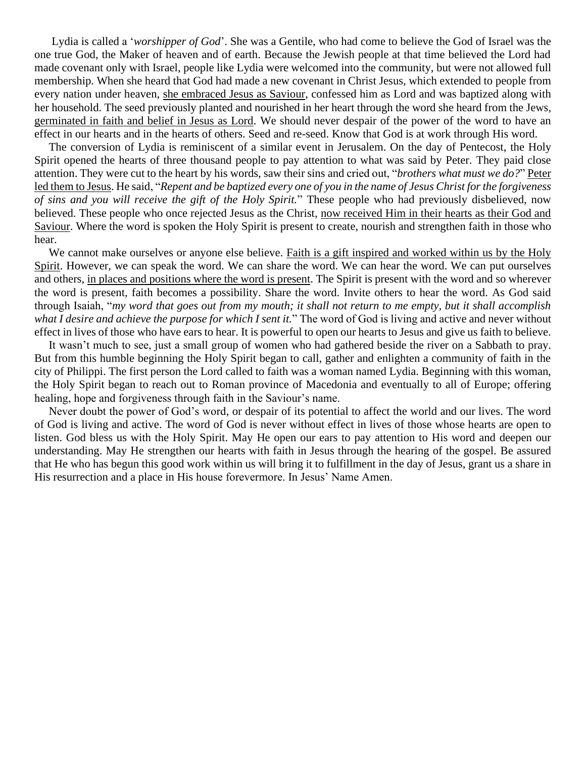Lydia is called a '*worshipper of God*'. She was a Gentile, who had come to believe the God of Israel was the one true God, the Maker of heaven and of earth. Because the Jewish people at that time believed the Lord had made covenant only with Israel, people like Lydia were welcomed into the community, but were not allowed full membership. When she heard that God had made a new covenant in Christ Jesus, which extended to people from every nation under heaven, <u>she embraced Jesus as Saviour</u>, confessed him as Lord and was baptized along with her household. The seed previously planted and nourished in her heart through the word she heard from the Jews, <u>germinated in faith and belief in Jesus as Lord</u>. We should never despair of the power of the word to have an effect in our hearts and in the hearts of others. Seed and re-seed. Know that God is at work through His word.

The conversion of Lydia is reminiscent of a similar event in Jerusalem. On the day of Pentecost, the Holy Spirit opened the hearts of three thousand people to pay attention to what was said by Peter. They paid close attention. They were cut to the heart by his words, saw their sins and cried out, "*brothers what must we do?*" <u>Peter led them to Jesus</u>. He said, "*Repent and be baptized every one of you in the name of Jesus Christ for the forgiveness of sins and you will receive the gift of the Holy Spirit.*" These people who had previously disbelieved, now believed. These people who once rejected Jesus as the Christ, <u>now received Him in their hearts as their God and Saviour</u>. Where the word is spoken the Holy Spirit is present to create, nourish and strengthen faith in those who hear.

We cannot make ourselves or anyone else believe. <u>Faith is a gift inspired and worked within us by the Holy Spirit</u>. However, we can speak the word. We can share the word. We can hear the word. We can put ourselves and others, <u>in places and positions where the word is present</u>. The Spirit is present with the word and so wherever the word is present, faith becomes a possibility. Share the word. Invite others to hear the word. As God said through Isaiah, "*my word that goes out from my mouth; it shall not return to me empty, but it shall accomplish what I desire and achieve the purpose for which I sent it.*" The word of God is living and active and never without effect in lives of those who have ears to hear. It is powerful to open our hearts to Jesus and give us faith to believe.

It wasn't much to see, just a small group of women who had gathered beside the river on a Sabbath to pray. But from this humble beginning the Holy Spirit began to call, gather and enlighten a community of faith in the city of Philippi. The first person the Lord called to faith was a woman named Lydia. Beginning with this woman, the Holy Spirit began to reach out to Roman province of Macedonia and eventually to all of Europe; offering healing, hope and forgiveness through faith in the Saviour's name.

Never doubt the power of God's word, or despair of its potential to affect the world and our lives. The word of God is living and active. The word of God is never without effect in lives of those whose hearts are open to listen. God bless us with the Holy Spirit. May He open our ears to pay attention to His word and deepen our understanding. May He strengthen our hearts with faith in Jesus through the hearing of the gospel. Be assured that He who has begun this good work within us will bring it to fulfillment in the day of Jesus, grant us a share in His resurrection and a place in His house forevermore. In Jesus' Name Amen.